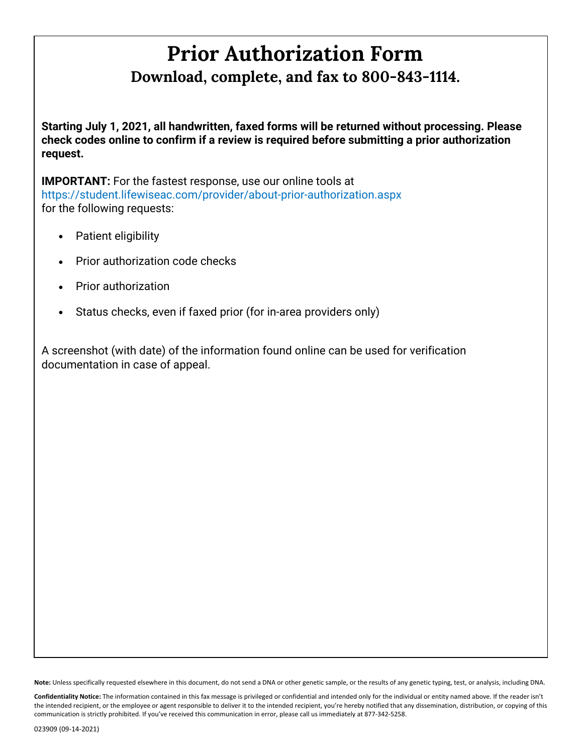# Prior Authorization Form

## Download, complete, and fax to 800-843-1114.

**Starting July 1, 2021, all handwritten, faxed forms will be returned without processing. Please check codes online to confirm if a review is required before submitting a prior authorization request.**

**IMPORTANT:** For the fastest response, use our online tools at https://student.lifewiseac.com/provider/about-prior-authorization.aspx for the following requests:

- Patient eligibility
- Prior authorization code checks
- Prior authorization
- Status checks, even if faxed prior (for in-area providers only)

A screenshot (with date) of the information found online can be used for verification documentation in case of appeal.

**Note:** Unless specifically requested elsewhere in this document, do not send a DNA or other genetic sample, or the results of any genetic typing, test, or analysis, including DNA.

**Confidentiality Notice:** The information contained in this fax message is privileged or confidential and intended only for the individual or entity named above. If the reader isn't the intended recipient, or the employee or agent responsible to deliver it to the intended recipient, you're hereby notified that any dissemination, distribution, or copying of this communication is strictly prohibited. If you've received this communication in error, please call us immediately at 877-342-5258.

023909 (09-14-2021)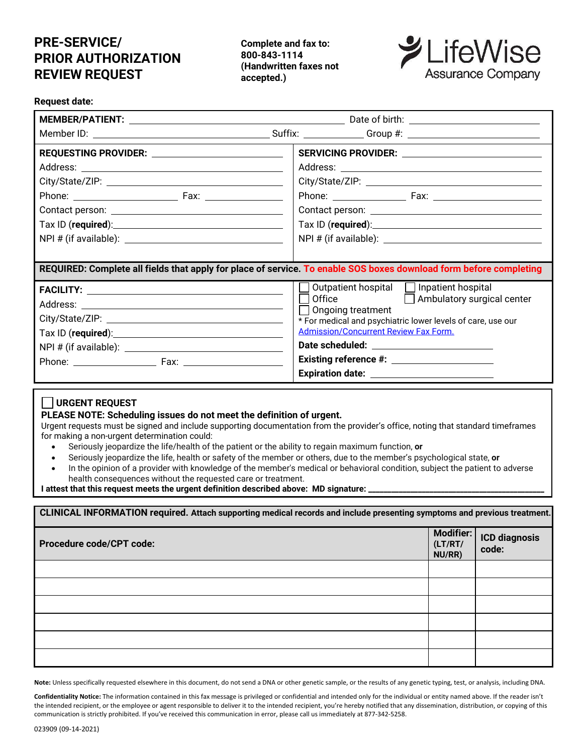# PRE-SERVICE/ PRIOR AUTHORIZATION REVIEW REQUEST

**Complete and fax to: 800-843-1114 (Handwritten faxes not accepted.)**

LifeWise Assurance Company

**Request date:**

**MEMBER/PATIENT:** ______________________ Date of birth: ______________

Member ID: ______________________ Suffix: __________ Group #: ______________

**REQUESTING PROVIDER:** ______________________

Address: ______________________

City/State/ZIP: ______________________

Phone: ______________ Fax: ______________

Contact person: ______________________

Tax ID (**required**): ______________________

NPI # (if available): ______________________

**SERVICING PROVIDER:** ______________________

Address: ______________________

City/State/ZIP: ______________________

Phone: ______________ Fax: ______________

Contact person: ______________________

Tax ID (**required**): ______________________

NPI # (if available): ______________________

**REQUIRED: Complete all fields that apply for place of service. To enable SOS boxes download form before completing**

**FACILITY:** ______________________

Address: ______________________

City/State/ZIP: ______________________

Tax ID (**required**): ______________________

NPI # (if available): ______________________

Phone: ______________ Fax: ______________

☐ Outpatient hospital ☐ Inpatient hospital
☐ Office ☐ Ambulatory surgical center
☐ Ongoing treatment

\* For medical and psychiatric lower levels of care, use our Admission/Concurrent Review Fax Form.

**Date scheduled:** ______________________

**Existing reference #:** ______________________

**Expiration date:** ______________________

☐ **URGENT REQUEST**

**PLEASE NOTE: Scheduling issues do not meet the definition of urgent.**

Urgent requests must be signed and include supporting documentation from the provider's office, noting that standard timeframes for making a non-urgent determination could:

- Seriously jeopardize the life/health of the patient or the ability to regain maximum function, **or**
- Seriously jeopardize the life, health or safety of the member or others, due to the member's psychological state, **or**
- In the opinion of a provider with knowledge of the member's medical or behavioral condition, subject the patient to adverse health consequences without the requested care or treatment.

**I attest that this request meets the urgent definition described above: MD signature: ______________________**

**CLINICAL INFORMATION required.** Attach supporting medical records and include presenting symptoms and previous treatment.

| Procedure code/CPT code: | Modifier: (LT/RT/ NU/RR) | ICD diagnosis code: |
|---|---|---|
| | | |
| | | |
| | | |
| | | |
| | | |
| | | |

**Note:** Unless specifically requested elsewhere in this document, do not send a DNA or other genetic sample, or the results of any genetic typing, test, or analysis, including DNA.

**Confidentiality Notice:** The information contained in this fax message is privileged or confidential and intended only for the individual or entity named above. If the reader isn't the intended recipient, or the employee or agent responsible to deliver it to the intended recipient, you're hereby notified that any dissemination, distribution, or copying of this communication is strictly prohibited. If you've received this communication in error, please call us immediately at 877-342-5258.

023909 (09-14-2021)